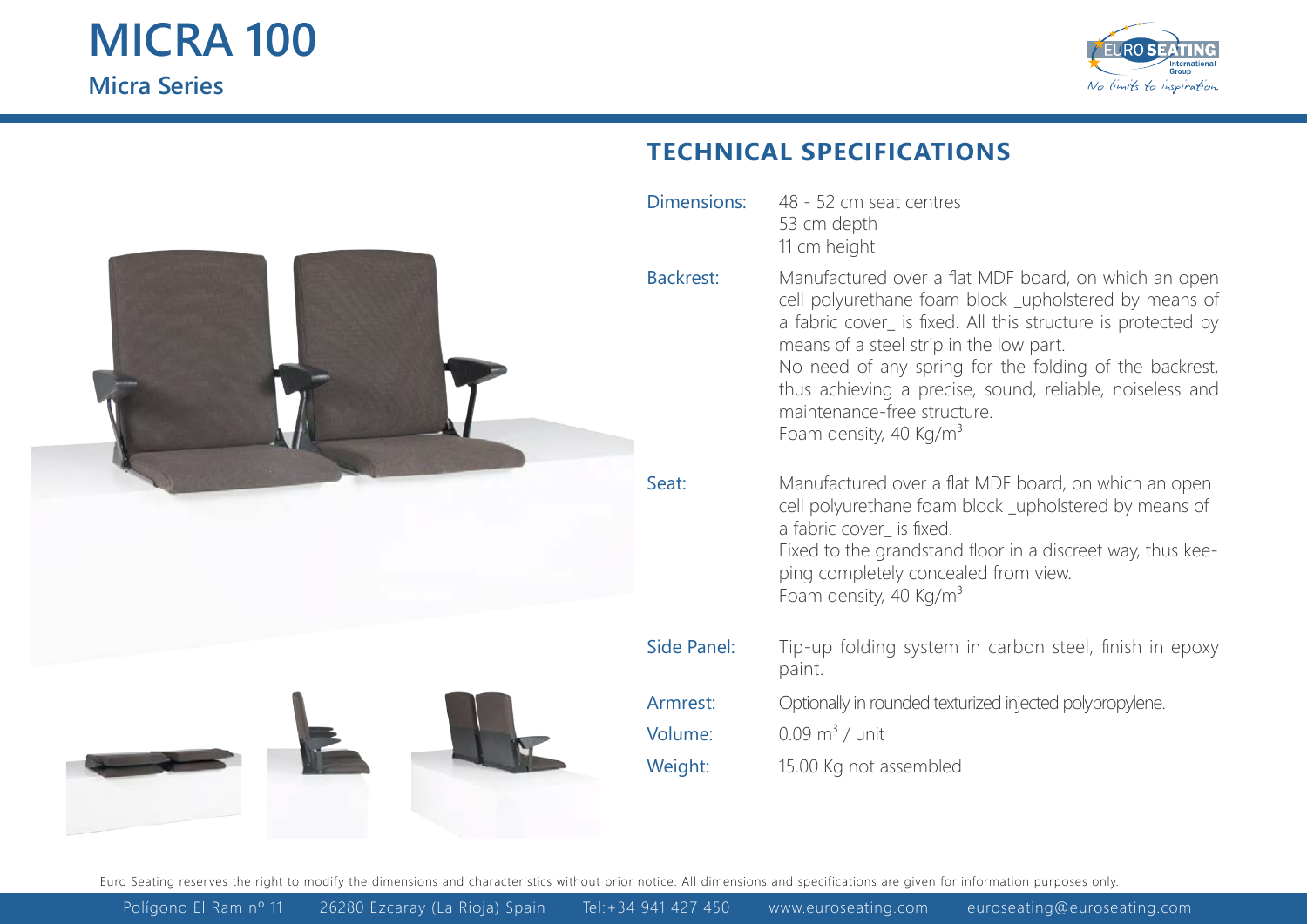# MICRA 100

## Micra Series

## TECHNICAL SPECIFICATIONS

**Dimensions:** 48 - 52 cm seat centres
53 cm depth
11 cm height

**Backrest:** Manufactured over a flat MDF board, on which an open cell polyurethane foam block _upholstered by means of a fabric cover_ is fixed. All this structure is protected by means of a steel strip in the low part.
No need of any spring for the folding of the backrest, thus achieving a precise, sound, reliable, noiseless and maintenance-free structure.
Foam density, 40 Kg/m$^3$

**Seat:** Manufactured over a flat MDF board, on which an open cell polyurethane foam block _upholstered by means of a fabric cover_ is fixed.
Fixed to the grandstand floor in a discreet way, thus keeping completely concealed from view.
Foam density, 40 Kg/m$^3$

**Side Panel:** Tip-up folding system in carbon steel, finish in epoxy paint.

**Armrest:** Optionally in rounded texturized injected polypropylene.

**Volume:** 0.09 m$^3$ / unit

**Weight:** 15.00 Kg not assembled

Euro Seating reserves the right to modify the dimensions and characteristics without prior notice. All dimensions and specifications are given for information purposes only.

Polígono El Ram nº 11 26280 Ezcaray (La Rioja) Spain Tel:+34 941 427 450 www.euroseating.com euroseating@euroseating.com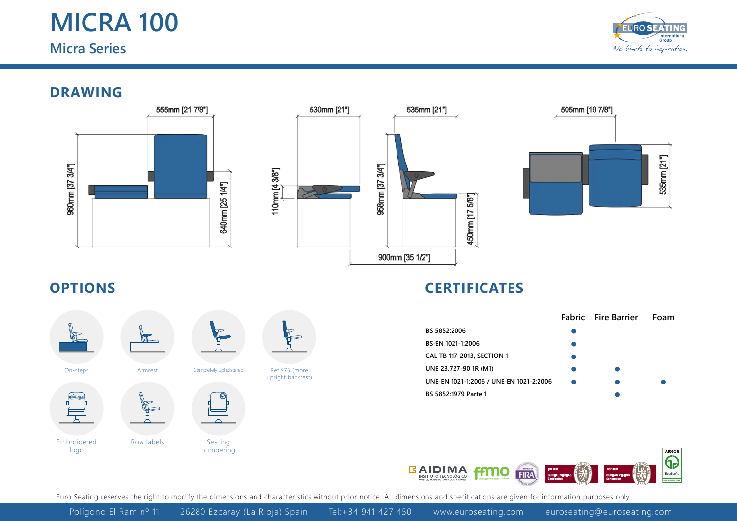# MICRA 100

## Micra Series

## DRAWING

555mm [21 7/8"]
960mm [37 3/4"]
640mm [25 1/4"]
530mm [21"]
110mm [4 3/8"]
535mm [21"]
958mm [37 3/4"]
450mm [17 5/8"]
900mm [35 1/2"]
505mm [19 7/8"]
535mm [21"]

## OPTIONS

- On-steps
- Armrest
- Completely upholstered
- Ref 975 (more upright backrest)
- Embroidered logo
- Row labels
- Seating numbering

## CERTIFICATES

| | Fabric | Fire Barrier | Foam |
|---|---|---|---|
| BS 5852:2006 | ● | | |
| BS-EN 1021-1:2006 | ● | | |
| CAL TB 117-2013, SECTION 1 | ● | | |
| UNE 23.727-90 1R (M1) | ● | ● | |
| UNE-EN 1021-1:2006 / UNE-EN 1021-2:2006 | ● | ● | ● |
| BS 5852:1979 Parte 1 | | ● | |

Euro Seating reserves the right to modify the dimensions and characteristics without prior notice. All dimensions and specifications are given for information purposes only.

Polígono El Ram nº 11 26280 Ezcaray (La Rioja) Spain Tel:+34 941 427 450 www.euroseating.com euroseating@euroseating.com